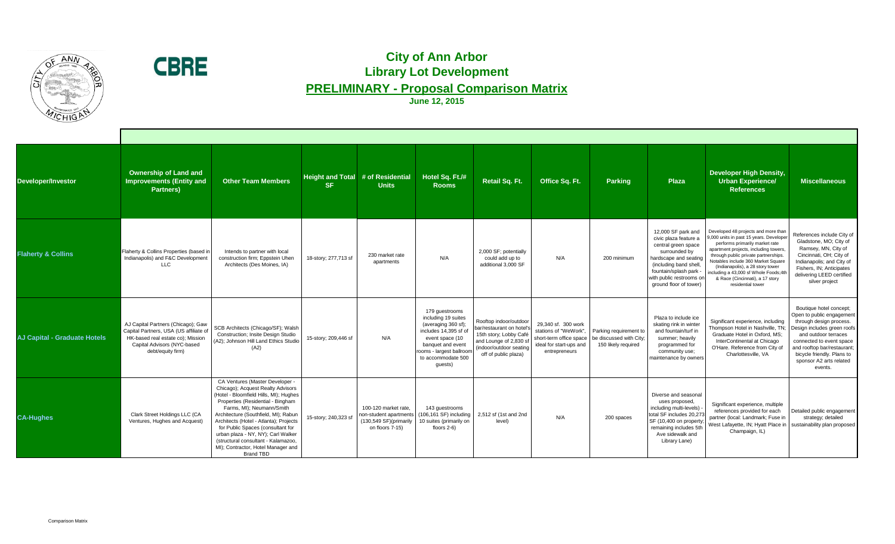# City of Ann Arbor

## Library Lot Development

## PRELIMINARY - Proposal Comparison Matrix

**June 12, 2015**

| Developer/Investor | Ownership of Land and Improvements (Entity and Partners) | Other Team Members | Height and Total SF | # of Residential Units | Hotel Sq. Ft./# Rooms | Retail Sq. Ft. | Office Sq. Ft. | Parking | Plaza | Developer High Density, Urban Experience/ References | Miscellaneous |
|---|---|---|---|---|---|---|---|---|---|---|---|
| **Flaherty & Collins** | Flaherty & Collins Properties (based in Indianapolis) and F&C Development LLC | Intends to partner with local construction firm; Eppstein Uhen Architects (Des Moines, IA) | 18-story; 277,713 sf | 230 market rate apartments | N/A | 2,000 SF; potentially could add up to additional 3,000 SF | N/A | 200 minimum | 12,000 SF park and civic plaza feature a central green space surrounded by hardscape and seating (including band shell, fountain/splash park - with public restrooms on ground floor of tower) | Developed 48 projects and more than 9,000 units in past 15 years. Developer performs primarily market rate apartment projects, including towers, through public private partnerships. Notables include 360 Market Square (Indianapolis), a 28 story tower including a 43,000 sf Whole Foods;4th & Race (Cincinnati), a 17 story residential tower | References include City of Gladstone, MO; City of Ramsey, MN, City of Cincinnati, OH; City of Indianapolis; and City of Fishers, IN; Anticipates delivering LEED certified silver project |
| **AJ Capital - Graduate Hotels** | AJ Capital Partners (Chicago); Gaw Capital Partners, USA (US affiliate of HK-based real estate co); Mission Capital Advisors (NYC-based debt/equity firm) | SCB Architects (Chicago/SF); Walsh Construction; Insite Design Studio (A2); Johnson Hill Land Ethics Studio (A2) | 15-story; 209,446 sf | N/A | 179 guestrooms including 19 suites (averaging 360 sf); includes 14,395 sf of event space (10 banquet and event rooms - largest ballroom to accommodate 500 guests) | Rooftop indoor/outdoor bar/restaurant on hotel's 15th story; Lobby Café and Lounge of 2,830 sf (indoor/outdoor seating off of public plaza) | 29,340 sf. 300 work stations of "WeWork", short-term office space ideal for start-ups and entrepreneurs | Parking requirement to be discussed with City; 150 likely required | Plaza to include ice skating rink in winter and fountain/turf in summer; heavily programmed for community use; maintenance by owners | Significant experience, including Thompson Hotel in Nashville, TN; Graduate Hotel in Oxford, MS; InterContinental at Chicago O'Hare. Reference from City of Charlottesville, VA | Boutique hotel concept; Open to public engagement through design process. Design includes green roofs and outdoor terraces connected to event space and rooftop bar/restaurant; bicycle friendly. Plans to sponsor A2 arts related events. |
| **CA-Hughes** | Clark Street Holdings LLC (CA Ventures, Hughes and Acquest) | CA Ventures (Master Developer - Chicago); Acquest Realty Advisors (Hotel - Bloomfield Hills, MI); Hughes Properties (Residential - Bingham Farms, MI); Neumann/Smith Architecture (Southfield, MI); Rabun Architects (Hotel - Atlanta); Projects for Public Spaces (consultant for urban plaza - NY, NY); Carl Walker (structural consultant - Kalamazoo, MI); Contractor, Hotel Manager and Brand TBD | 15-story; 240,323 sf | 100-120 market rate, non-student apartments (130,549 SF)(primarily on floors 7-15) | 143 guestrooms (106,161 SF) including 10 suites (primarily on floors 2-6) | 2,512 sf (1st and 2nd level) | N/A | 200 spaces | Diverse and seasonal uses proposed, including multi-levels) - total SF includes 20,273 SF (10,400 on property; remaining includes 5th Ave sidewalk and Library Lane) | Significant experience, multiple references provided for each partner (local: Landmark; Fuse in West Lafayette, IN; Hyatt Place in Champaign, IL) | Detailed public engagement strategy; detailed sustainability plan proposed |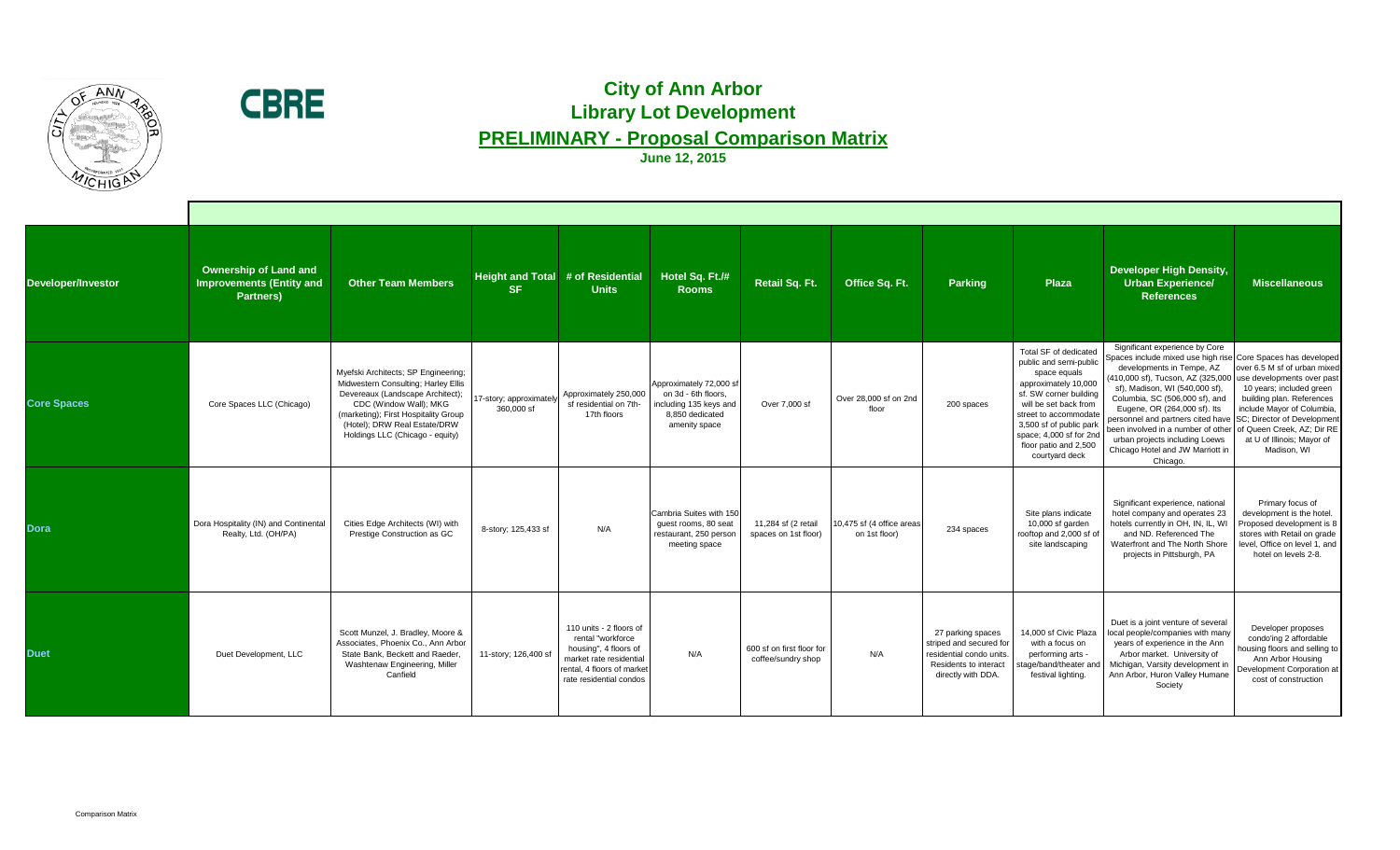# City of Ann Arbor
## Library Lot Development
## PRELIMINARY - Proposal Comparison Matrix
**June 12, 2015**

| Developer/Investor | Ownership of Land and Improvements (Entity and Partners) | Other Team Members | Height and Total SF | # of Residential Units | Hotel Sq. Ft./# Rooms | Retail Sq. Ft. | Office Sq. Ft. | Parking | Plaza | Developer High Density, Urban Experience/ References | Miscellaneous |
|---|---|---|---|---|---|---|---|---|---|---|---|
| Core Spaces | Core Spaces LLC (Chicago) | Myefski Architects; SP Engineering; Midwestern Consulting; Harley Ellis Devereaux (Landscape Architect); CDC (Window Wall); MKG (marketing); First Hospitality Group (Hotel); DRW Real Estate/DRW Holdings LLC (Chicago - equity) | 17-story; approximately 360,000 sf | Approximately 250,000 sf residential on 7th-17th floors | Approximately 72,000 sf on 3d - 6th floors, including 135 keys and 8,850 dedicated amenity space | Over 7,000 sf | Over 28,000 sf on 2nd floor | 200 spaces | Total SF of dedicated public and semi-public space equals approximately 10,000 sf. SW corner building will be set back from street to accommodate 3,500 sf of public park space; 4,000 sf for 2nd floor patio and 2,500 courtyard deck | Significant experience by Core Spaces include mixed use high rise developments in Tempe, AZ (410,000 sf), Tucson, AZ (325,000 sf), Madison, WI (540,000 sf), Columbia, SC (506,000 sf), and Eugene, OR (264,000 sf). Its personnel and partners cited have been involved in a number of other urban projects including Loews Chicago Hotel and JW Marriott in Chicago. | Core Spaces has developed over 6.5 M sf of urban mixed use developments over past 10 years; included green building plan. References include Mayor of Columbia, SC; Director of Development of Queen Creek, AZ; Dir RE at U of Illinois; Mayor of Madison, WI |
| Dora | Dora Hospitality (IN) and Continental Realty, Ltd. (OH/PA) | Cities Edge Architects (WI) with Prestige Construction as GC | 8-story; 125,433 sf | N/A | Cambria Suites with 150 guest rooms, 80 seat restaurant, 250 person meeting space | 11,284 sf (2 retail spaces on 1st floor) | 10,475 sf (4 office areas on 1st floor) | 234 spaces | Site plans indicate 10,000 sf garden rooftop and 2,000 sf of site landscaping | Significant experience, national hotel company and operates 23 hotels currently in OH, IN, IL, WI and ND. Referenced The Waterfront and The North Shore projects in Pittsburgh, PA | Primary focus of development is the hotel. Proposed development is 8 stores with Retail on grade level, Office on level 1, and hotel on levels 2-8. |
| Duet | Duet Development, LLC | Scott Munzel, J. Bradley, Moore & Associates, Phoenix Co., Ann Arbor State Bank, Beckett and Raeder, Washtenaw Engineering, Miller Canfield | 11-story; 126,400 sf | 110 units - 2 floors of rental "workforce housing", 4 floors of market rate residential rental, 4 floors of market rate residential condos | N/A | 600 sf on first floor for coffee/sundry shop | N/A | 27 parking spaces striped and secured for residential condo units. Residents to interact directly with DDA. | 14,000 sf Civic Plaza with a focus on performing arts - stage/band/theater and festival lighting. | Duet is a joint venture of several local people/companies with many years of experience in the Ann Arbor market. University of Michigan, Varsity development in Ann Arbor, Huron Valley Humane Society | Developer proposes condo'ing 2 affordable housing floors and selling to Ann Arbor Housing Development Corporation at cost of construction |

Comparison Matrix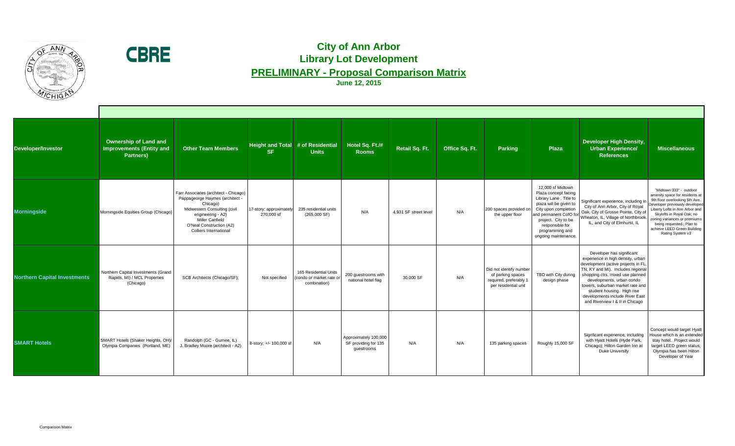# City of Ann Arbor
## Library Lot Development
## PRELIMINARY - Proposal Comparison Matrix
**June 12, 2015**

| Developer/Investor | Ownership of Land and Improvements (Entity and Partners) | Other Team Members | Height and Total SF | # of Residential Units | Hotel Sq. Ft./# Rooms | Retail Sq. Ft. | Office Sq. Ft. | Parking | Plaza | Developer High Density, Urban Experience/ References | Miscellaneous |
|---|---|---|---|---|---|---|---|---|---|---|---|
| **Morningside** | Morningside Equities Group (Chicago) | Farr Associates (architect - Chicago) Pappageorge Haymes (architect - Chicago) Midwestern Consulting (civil engineering - A2) Miller Canfield O'Neal Construction (A2) Colliers International | 17-story; approximately 270,000 sf | 235 residential units (265,000 SF) | N/A | 4,931 SF street level | N/A | 200 spaces provided on the upper floor | 12,000 sf Midtown Plaza concept facing Library Lane . Title to plaza will be given to City upon completion and permanent CofO for project. City to be responsible for programming and ongoing maintenance. | Significant experience, including in City of Ann Arbor, City of Royal Oak, City of Grosse Pointe, City of Wheaton, IL, Village of Northbrook, IL, and City of Elmhurst, IL | "Midtown 333" - outdoor amenity space for residents at 9th floor overlooking 5th Ave. Developer previously developed Liberty Lofts in Ann Arbor and Skylofts in Royal Oak; no zoning variances or premiums being requested.; Plan to achieve LEED Green Building Rating System v3 |
| **Northern Capital Investments** | Northern Capital Investments (Grand Rapids, MI) / MCL Properties (Chicago) | SCB Architects (Chicago/SF); | Not specified | 165 Residential Units (condo or market rate or combination) | 200 guestrooms with national hotel flag | 30,000 SF | N/A | Did not identify number of parking spaces required, preferably 1 per residential unit | TBD with City during design phase | Developer has significant experience in high density, urban development (active projects in FL, TN, KY and MI). Includes regional shopping ctrs, mixed use planned developments, urban condo towers, suburban market rate and student housing. High rise developments include River East and Riverview I & II in Chicago | |
| **SMART Hotels** | SMART Hotels (Shaker Heights, OH)/ Olympia Companies (Portland, ME) | Randolph (GC - Gurnee, IL) J. Bradley Moore (architect - A2) | 8-story; +/- 100,000 sf | N/A | Approximately 100,000 SF providing for 135 guestrooms | N/A | N/A | 135 parking spaces | Roughly 15,000 SF | Signficant experience, including with Hyatt Hotels (Hyde Park, Chicago); Hilton Garden Inn at Duke University | Concept would target Hyatt House which is an extended stay hotel. Project would target LEED green status; Olympia has been Hilton Developer of Year |

Comparison Matrix